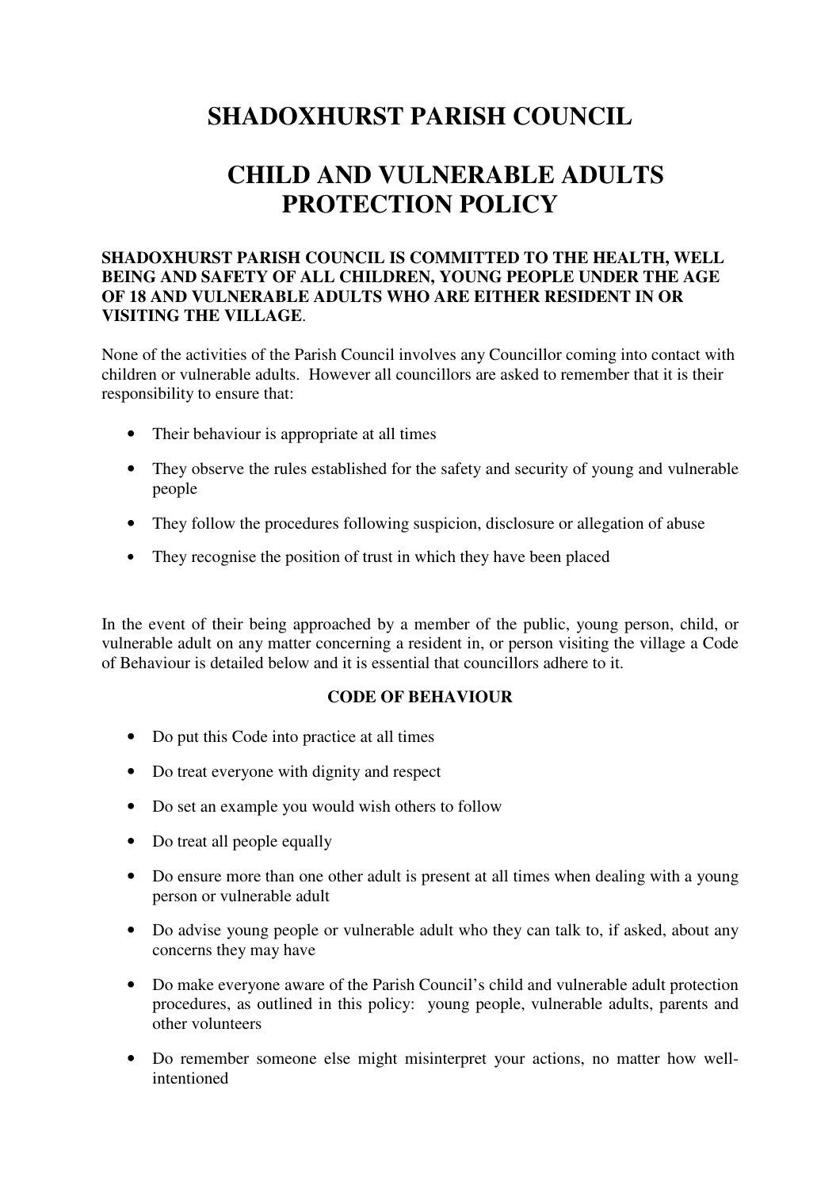# SHADOXHURST PARISH COUNCIL

# CHILD AND VULNERABLE ADULTS PROTECTION POLICY

**SHADOXHURST PARISH COUNCIL IS COMMITTED TO THE HEALTH, WELL BEING AND SAFETY OF ALL CHILDREN, YOUNG PEOPLE UNDER THE AGE OF 18 AND VULNERABLE ADULTS WHO ARE EITHER RESIDENT IN OR VISITING THE VILLAGE**.

None of the activities of the Parish Council involves any Councillor coming into contact with children or vulnerable adults. However all councillors are asked to remember that it is their responsibility to ensure that:

- Their behaviour is appropriate at all times
- They observe the rules established for the safety and security of young and vulnerable people
- They follow the procedures following suspicion, disclosure or allegation of abuse
- They recognise the position of trust in which they have been placed

In the event of their being approached by a member of the public, young person, child, or vulnerable adult on any matter concerning a resident in, or person visiting the village a Code of Behaviour is detailed below and it is essential that councillors adhere to it.

**CODE OF BEHAVIOUR**

- Do put this Code into practice at all times
- Do treat everyone with dignity and respect
- Do set an example you would wish others to follow
- Do treat all people equally
- Do ensure more than one other adult is present at all times when dealing with a young person or vulnerable adult
- Do advise young people or vulnerable adult who they can talk to, if asked, about any concerns they may have
- Do make everyone aware of the Parish Council's child and vulnerable adult protection procedures, as outlined in this policy: young people, vulnerable adults, parents and other volunteers
- Do remember someone else might misinterpret your actions, no matter how well-intentioned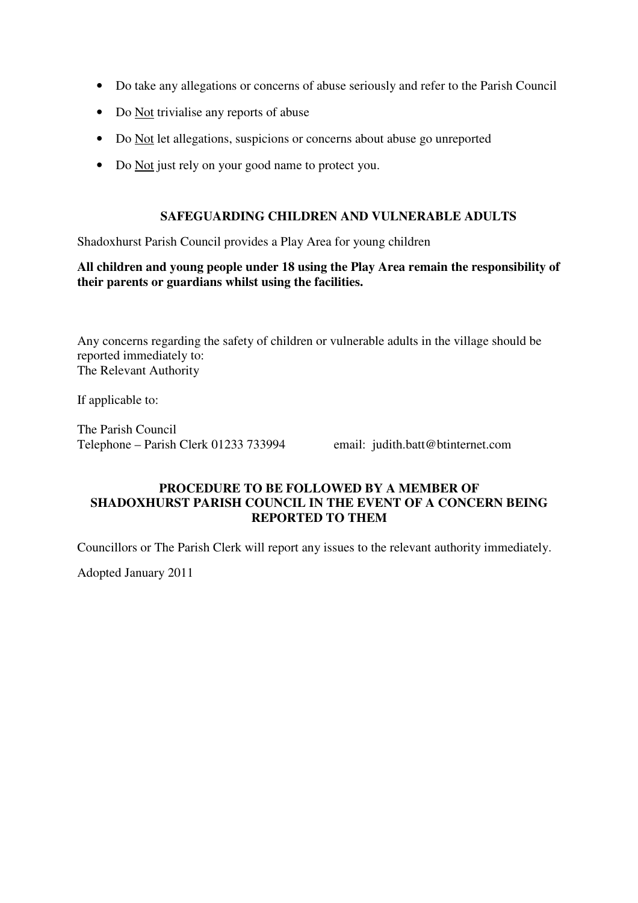- Do take any allegations or concerns of abuse seriously and refer to the Parish Council
- Do <u>Not</u> trivialise any reports of abuse
- Do <u>Not</u> let allegations, suspicions or concerns about abuse go unreported
- Do <u>Not</u> just rely on your good name to protect you.

## SAFEGUARDING CHILDREN AND VULNERABLE ADULTS

Shadoxhurst Parish Council provides a Play Area for young children

**All children and young people under 18 using the Play Area remain the responsibility of their parents or guardians whilst using the facilities.**

Any concerns regarding the safety of children or vulnerable adults in the village should be reported immediately to:
The Relevant Authority

If applicable to:

The Parish Council
Telephone – Parish Clerk 01233 733994 email: judith.batt@btinternet.com

## PROCEDURE TO BE FOLLOWED BY A MEMBER OF SHADOXHURST PARISH COUNCIL IN THE EVENT OF A CONCERN BEING REPORTED TO THEM

Councillors or The Parish Clerk will report any issues to the relevant authority immediately.

Adopted January 2011